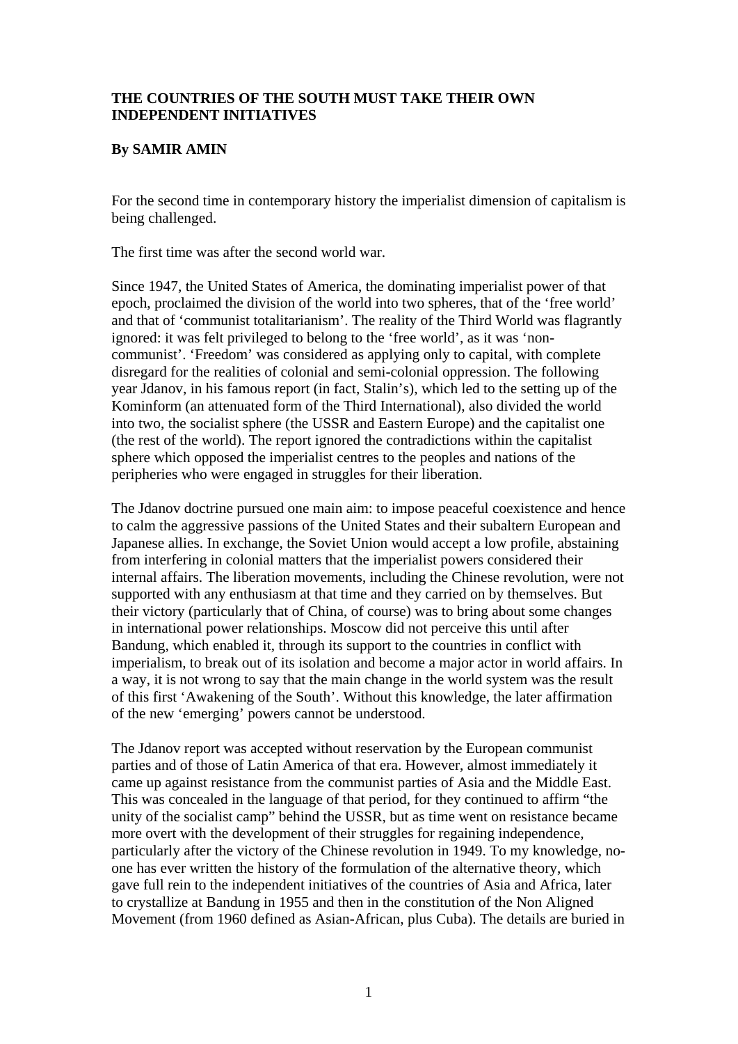**THE COUNTRIES OF THE SOUTH MUST TAKE THEIR OWN INDEPENDENT INITIATIVES**

**By SAMIR AMIN**

For the second time in contemporary history the imperialist dimension of capitalism is being challenged.

The first time was after the second world war.

Since 1947, the United States of America, the dominating imperialist power of that epoch, proclaimed the division of the world into two spheres, that of the 'free world' and that of 'communist totalitarianism'. The reality of the Third World was flagrantly ignored: it was felt privileged to belong to the 'free world', as it was 'non-communist'. 'Freedom' was considered as applying only to capital, with complete disregard for the realities of colonial and semi-colonial oppression. The following year Jdanov, in his famous report (in fact, Stalin's), which led to the setting up of the Kominform (an attenuated form of the Third International), also divided the world into two, the socialist sphere (the USSR and Eastern Europe) and the capitalist one (the rest of the world). The report ignored the contradictions within the capitalist sphere which opposed the imperialist centres to the peoples and nations of the peripheries who were engaged in struggles for their liberation.

The Jdanov doctrine pursued one main aim: to impose peaceful coexistence and hence to calm the aggressive passions of the United States and their subaltern European and Japanese allies. In exchange, the Soviet Union would accept a low profile, abstaining from interfering in colonial matters that the imperialist powers considered their internal affairs. The liberation movements, including the Chinese revolution, were not supported with any enthusiasm at that time and they carried on by themselves. But their victory (particularly that of China, of course) was to bring about some changes in international power relationships. Moscow did not perceive this until after Bandung, which enabled it, through its support to the countries in conflict with imperialism, to break out of its isolation and become a major actor in world affairs. In a way, it is not wrong to say that the main change in the world system was the result of this first 'Awakening of the South'. Without this knowledge, the later affirmation of the new 'emerging' powers cannot be understood.

The Jdanov report was accepted without reservation by the European communist parties and of those of Latin America of that era. However, almost immediately it came up against resistance from the communist parties of Asia and the Middle East. This was concealed in the language of that period, for they continued to affirm "the unity of the socialist camp" behind the USSR, but as time went on resistance became more overt with the development of their struggles for regaining independence, particularly after the victory of the Chinese revolution in 1949. To my knowledge, no-one has ever written the history of the formulation of the alternative theory, which gave full rein to the independent initiatives of the countries of Asia and Africa, later to crystallize at Bandung in 1955 and then in the constitution of the Non Aligned Movement (from 1960 defined as Asian-African, plus Cuba). The details are buried in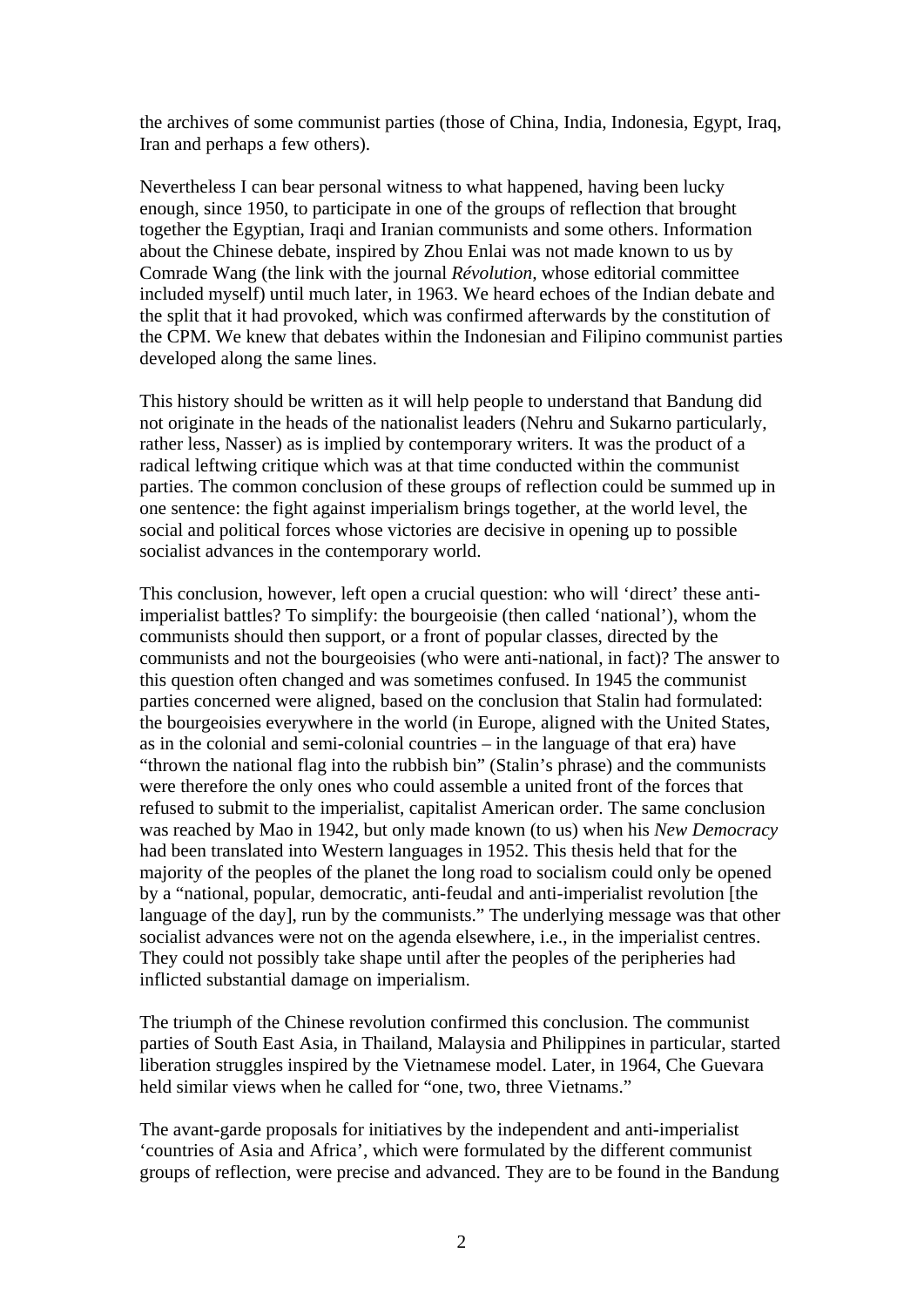the archives of some communist parties (those of China, India, Indonesia, Egypt, Iraq, Iran and perhaps a few others).

Nevertheless I can bear personal witness to what happened, having been lucky enough, since 1950, to participate in one of the groups of reflection that brought together the Egyptian, Iraqi and Iranian communists and some others. Information about the Chinese debate, inspired by Zhou Enlai was not made known to us by Comrade Wang (the link with the journal *Révolution*, whose editorial committee included myself) until much later, in 1963. We heard echoes of the Indian debate and the split that it had provoked, which was confirmed afterwards by the constitution of the CPM. We knew that debates within the Indonesian and Filipino communist parties developed along the same lines.

This history should be written as it will help people to understand that Bandung did not originate in the heads of the nationalist leaders (Nehru and Sukarno particularly, rather less, Nasser) as is implied by contemporary writers. It was the product of a radical leftwing critique which was at that time conducted within the communist parties. The common conclusion of these groups of reflection could be summed up in one sentence: the fight against imperialism brings together, at the world level, the social and political forces whose victories are decisive in opening up to possible socialist advances in the contemporary world.

This conclusion, however, left open a crucial question: who will 'direct' these anti-imperialist battles? To simplify: the bourgeoisie (then called 'national'), whom the communists should then support, or a front of popular classes, directed by the communists and not the bourgeoisies (who were anti-national, in fact)? The answer to this question often changed and was sometimes confused. In 1945 the communist parties concerned were aligned, based on the conclusion that Stalin had formulated: the bourgeoisies everywhere in the world (in Europe, aligned with the United States, as in the colonial and semi-colonial countries – in the language of that era) have "thrown the national flag into the rubbish bin" (Stalin's phrase) and the communists were therefore the only ones who could assemble a united front of the forces that refused to submit to the imperialist, capitalist American order. The same conclusion was reached by Mao in 1942, but only made known (to us) when his *New Democracy* had been translated into Western languages in 1952. This thesis held that for the majority of the peoples of the planet the long road to socialism could only be opened by a "national, popular, democratic, anti-feudal and anti-imperialist revolution [the language of the day], run by the communists." The underlying message was that other socialist advances were not on the agenda elsewhere, i.e., in the imperialist centres. They could not possibly take shape until after the peoples of the peripheries had inflicted substantial damage on imperialism.

The triumph of the Chinese revolution confirmed this conclusion. The communist parties of South East Asia, in Thailand, Malaysia and Philippines in particular, started liberation struggles inspired by the Vietnamese model. Later, in 1964, Che Guevara held similar views when he called for "one, two, three Vietnams."

The avant-garde proposals for initiatives by the independent and anti-imperialist 'countries of Asia and Africa', which were formulated by the different communist groups of reflection, were precise and advanced. They are to be found in the Bandung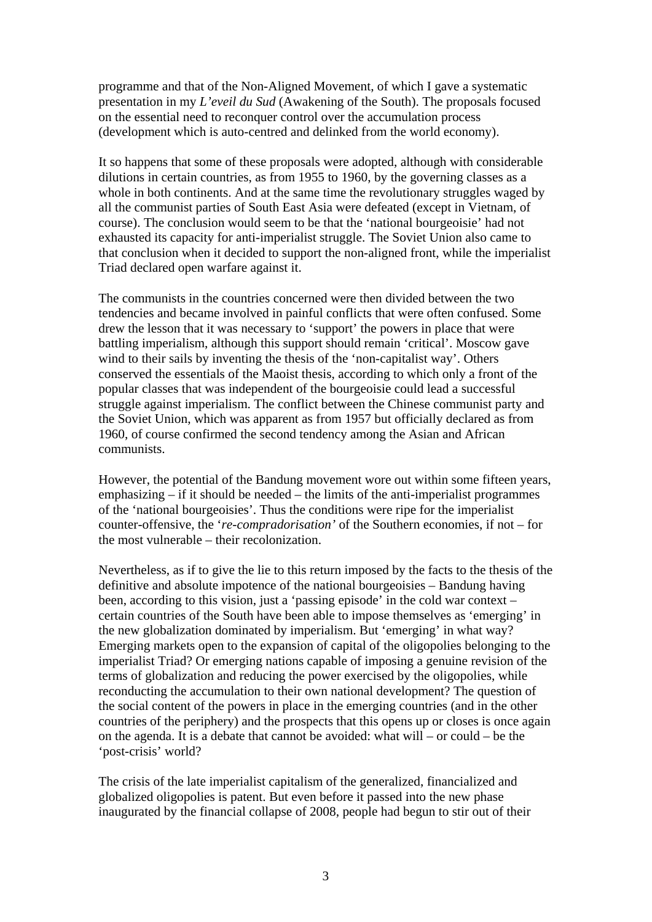programme and that of the Non-Aligned Movement, of which I gave a systematic presentation in my *L'eveil du Sud* (Awakening of the South). The proposals focused on the essential need to reconquer control over the accumulation process (development which is auto-centred and delinked from the world economy).

It so happens that some of these proposals were adopted, although with considerable dilutions in certain countries, as from 1955 to 1960, by the governing classes as a whole in both continents. And at the same time the revolutionary struggles waged by all the communist parties of South East Asia were defeated (except in Vietnam, of course). The conclusion would seem to be that the 'national bourgeoisie' had not exhausted its capacity for anti-imperialist struggle. The Soviet Union also came to that conclusion when it decided to support the non-aligned front, while the imperialist Triad declared open warfare against it.

The communists in the countries concerned were then divided between the two tendencies and became involved in painful conflicts that were often confused. Some drew the lesson that it was necessary to 'support' the powers in place that were battling imperialism, although this support should remain 'critical'. Moscow gave wind to their sails by inventing the thesis of the 'non-capitalist way'. Others conserved the essentials of the Maoist thesis, according to which only a front of the popular classes that was independent of the bourgeoisie could lead a successful struggle against imperialism. The conflict between the Chinese communist party and the Soviet Union, which was apparent as from 1957 but officially declared as from 1960, of course confirmed the second tendency among the Asian and African communists.

However, the potential of the Bandung movement wore out within some fifteen years, emphasizing – if it should be needed – the limits of the anti-imperialist programmes of the 'national bourgeoisies'. Thus the conditions were ripe for the imperialist counter-offensive, the '*re-compradorisation'* of the Southern economies, if not – for the most vulnerable – their recolonization.

Nevertheless, as if to give the lie to this return imposed by the facts to the thesis of the definitive and absolute impotence of the national bourgeoisies – Bandung having been, according to this vision, just a 'passing episode' in the cold war context – certain countries of the South have been able to impose themselves as 'emerging' in the new globalization dominated by imperialism. But 'emerging' in what way? Emerging markets open to the expansion of capital of the oligopolies belonging to the imperialist Triad? Or emerging nations capable of imposing a genuine revision of the terms of globalization and reducing the power exercised by the oligopolies, while reconducting the accumulation to their own national development? The question of the social content of the powers in place in the emerging countries (and in the other countries of the periphery) and the prospects that this opens up or closes is once again on the agenda. It is a debate that cannot be avoided: what will – or could – be the 'post-crisis' world?

The crisis of the late imperialist capitalism of the generalized, financialized and globalized oligopolies is patent. But even before it passed into the new phase inaugurated by the financial collapse of 2008, people had begun to stir out of their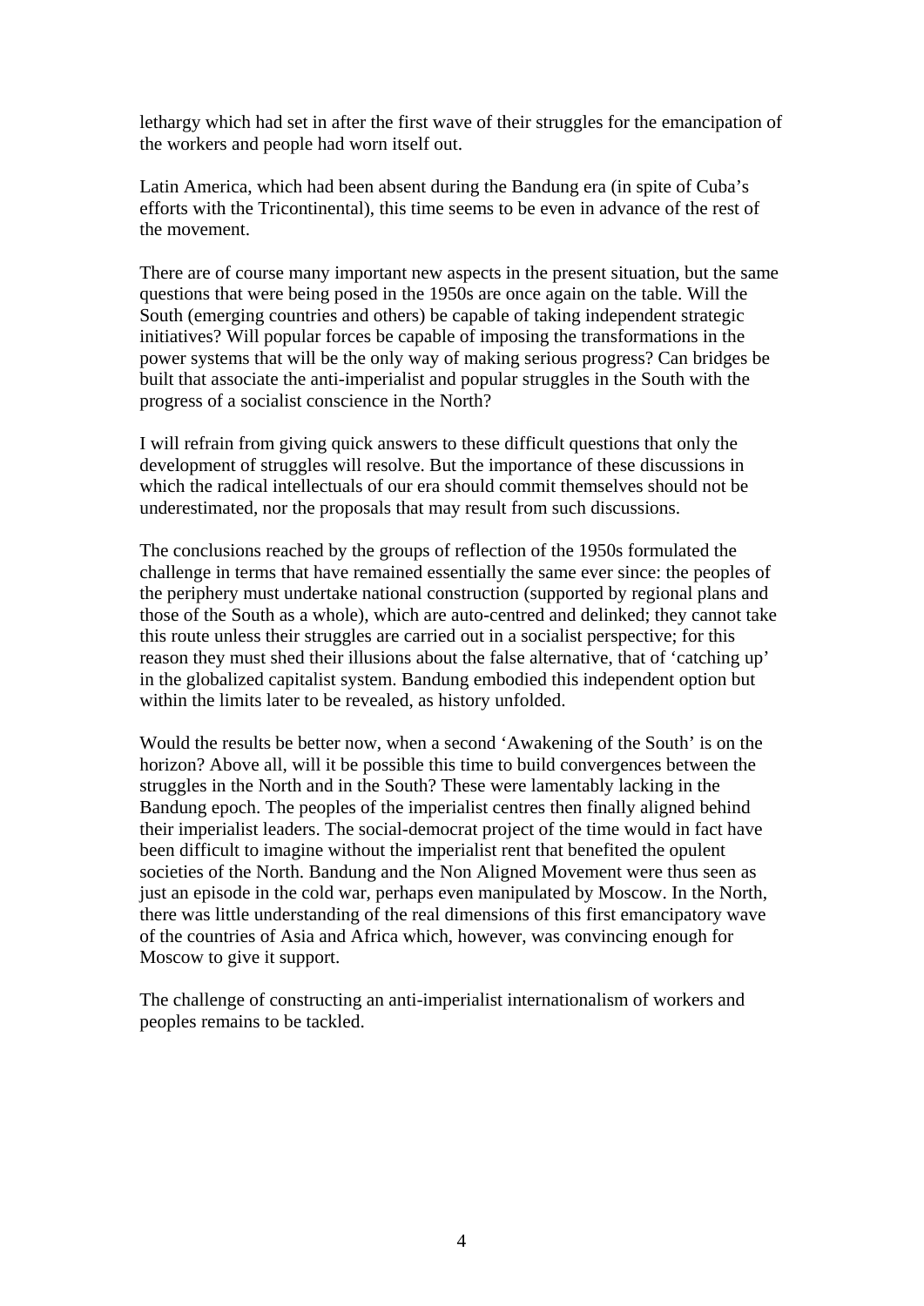lethargy which had set in after the first wave of their struggles for the emancipation of the workers and people had worn itself out.

Latin America, which had been absent during the Bandung era (in spite of Cuba's efforts with the Tricontinental), this time seems to be even in advance of the rest of the movement.

There are of course many important new aspects in the present situation, but the same questions that were being posed in the 1950s are once again on the table. Will the South (emerging countries and others) be capable of taking independent strategic initiatives? Will popular forces be capable of imposing the transformations in the power systems that will be the only way of making serious progress? Can bridges be built that associate the anti-imperialist and popular struggles in the South with the progress of a socialist conscience in the North?

I will refrain from giving quick answers to these difficult questions that only the development of struggles will resolve. But the importance of these discussions in which the radical intellectuals of our era should commit themselves should not be underestimated, nor the proposals that may result from such discussions.

The conclusions reached by the groups of reflection of the 1950s formulated the challenge in terms that have remained essentially the same ever since: the peoples of the periphery must undertake national construction (supported by regional plans and those of the South as a whole), which are auto-centred and delinked; they cannot take this route unless their struggles are carried out in a socialist perspective; for this reason they must shed their illusions about the false alternative, that of 'catching up' in the globalized capitalist system. Bandung embodied this independent option but within the limits later to be revealed, as history unfolded.

Would the results be better now, when a second 'Awakening of the South' is on the horizon? Above all, will it be possible this time to build convergences between the struggles in the North and in the South? These were lamentably lacking in the Bandung epoch. The peoples of the imperialist centres then finally aligned behind their imperialist leaders. The social-democrat project of the time would in fact have been difficult to imagine without the imperialist rent that benefited the opulent societies of the North. Bandung and the Non Aligned Movement were thus seen as just an episode in the cold war, perhaps even manipulated by Moscow. In the North, there was little understanding of the real dimensions of this first emancipatory wave of the countries of Asia and Africa which, however, was convincing enough for Moscow to give it support.

The challenge of constructing an anti-imperialist internationalism of workers and peoples remains to be tackled.